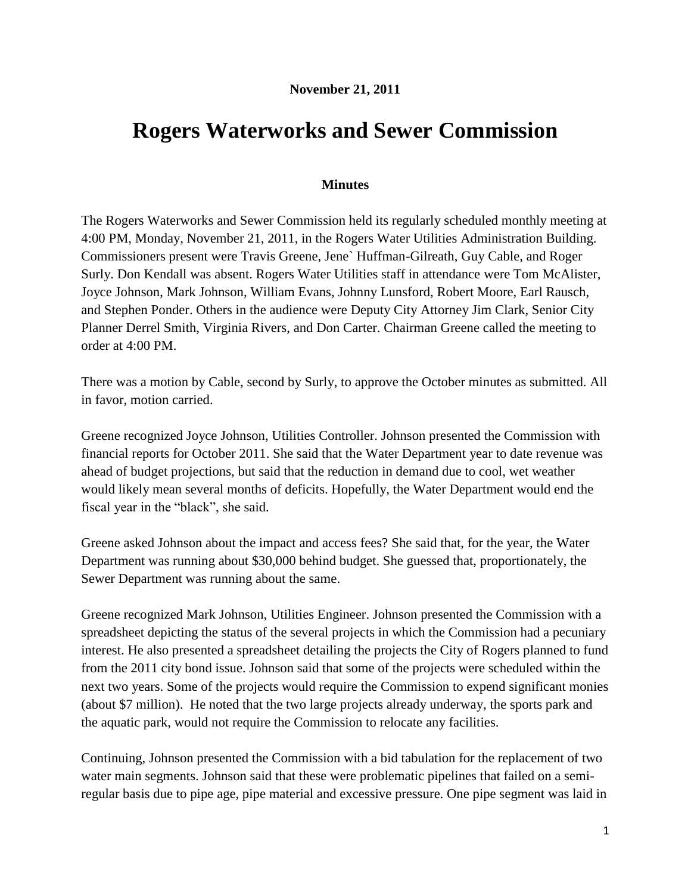**November 21, 2011**

# Rogers Waterworks and Sewer Commission

**Minutes**

The Rogers Waterworks and Sewer Commission held its regularly scheduled monthly meeting at 4:00 PM, Monday, November 21, 2011, in the Rogers Water Utilities Administration Building. Commissioners present were Travis Greene, Jene` Huffman-Gilreath, Guy Cable, and Roger Surly. Don Kendall was absent. Rogers Water Utilities staff in attendance were Tom McAlister, Joyce Johnson, Mark Johnson, William Evans, Johnny Lunsford, Robert Moore, Earl Rausch, and Stephen Ponder. Others in the audience were Deputy City Attorney Jim Clark, Senior City Planner Derrel Smith, Virginia Rivers, and Don Carter. Chairman Greene called the meeting to order at 4:00 PM.

There was a motion by Cable, second by Surly, to approve the October minutes as submitted. All in favor, motion carried.

Greene recognized Joyce Johnson, Utilities Controller. Johnson presented the Commission with financial reports for October 2011. She said that the Water Department year to date revenue was ahead of budget projections, but said that the reduction in demand due to cool, wet weather would likely mean several months of deficits. Hopefully, the Water Department would end the fiscal year in the "black", she said.

Greene asked Johnson about the impact and access fees? She said that, for the year, the Water Department was running about $30,000 behind budget. She guessed that, proportionately, the Sewer Department was running about the same.

Greene recognized Mark Johnson, Utilities Engineer. Johnson presented the Commission with a spreadsheet depicting the status of the several projects in which the Commission had a pecuniary interest. He also presented a spreadsheet detailing the projects the City of Rogers planned to fund from the 2011 city bond issue. Johnson said that some of the projects were scheduled within the next two years. Some of the projects would require the Commission to expend significant monies (about $7 million). He noted that the two large projects already underway, the sports park and the aquatic park, would not require the Commission to relocate any facilities.

Continuing, Johnson presented the Commission with a bid tabulation for the replacement of two water main segments. Johnson said that these were problematic pipelines that failed on a semi-regular basis due to pipe age, pipe material and excessive pressure. One pipe segment was laid in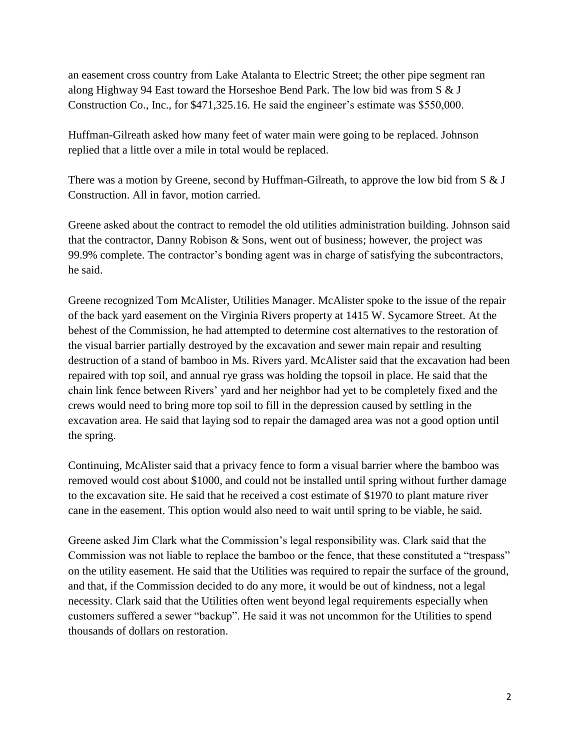an easement cross country from Lake Atalanta to Electric Street; the other pipe segment ran along Highway 94 East toward the Horseshoe Bend Park. The low bid was from S & J Construction Co., Inc., for $471,325.16. He said the engineer's estimate was $550,000.

Huffman-Gilreath asked how many feet of water main were going to be replaced. Johnson replied that a little over a mile in total would be replaced.

There was a motion by Greene, second by Huffman-Gilreath, to approve the low bid from S & J Construction. All in favor, motion carried.

Greene asked about the contract to remodel the old utilities administration building. Johnson said that the contractor, Danny Robison & Sons, went out of business; however, the project was 99.9% complete. The contractor's bonding agent was in charge of satisfying the subcontractors, he said.

Greene recognized Tom McAlister, Utilities Manager. McAlister spoke to the issue of the repair of the back yard easement on the Virginia Rivers property at 1415 W. Sycamore Street. At the behest of the Commission, he had attempted to determine cost alternatives to the restoration of the visual barrier partially destroyed by the excavation and sewer main repair and resulting destruction of a stand of bamboo in Ms. Rivers yard. McAlister said that the excavation had been repaired with top soil, and annual rye grass was holding the topsoil in place. He said that the chain link fence between Rivers' yard and her neighbor had yet to be completely fixed and the crews would need to bring more top soil to fill in the depression caused by settling in the excavation area. He said that laying sod to repair the damaged area was not a good option until the spring.

Continuing, McAlister said that a privacy fence to form a visual barrier where the bamboo was removed would cost about $1000, and could not be installed until spring without further damage to the excavation site. He said that he received a cost estimate of $1970 to plant mature river cane in the easement. This option would also need to wait until spring to be viable, he said.

Greene asked Jim Clark what the Commission's legal responsibility was. Clark said that the Commission was not liable to replace the bamboo or the fence, that these constituted a "trespass" on the utility easement. He said that the Utilities was required to repair the surface of the ground, and that, if the Commission decided to do any more, it would be out of kindness, not a legal necessity. Clark said that the Utilities often went beyond legal requirements especially when customers suffered a sewer "backup". He said it was not uncommon for the Utilities to spend thousands of dollars on restoration.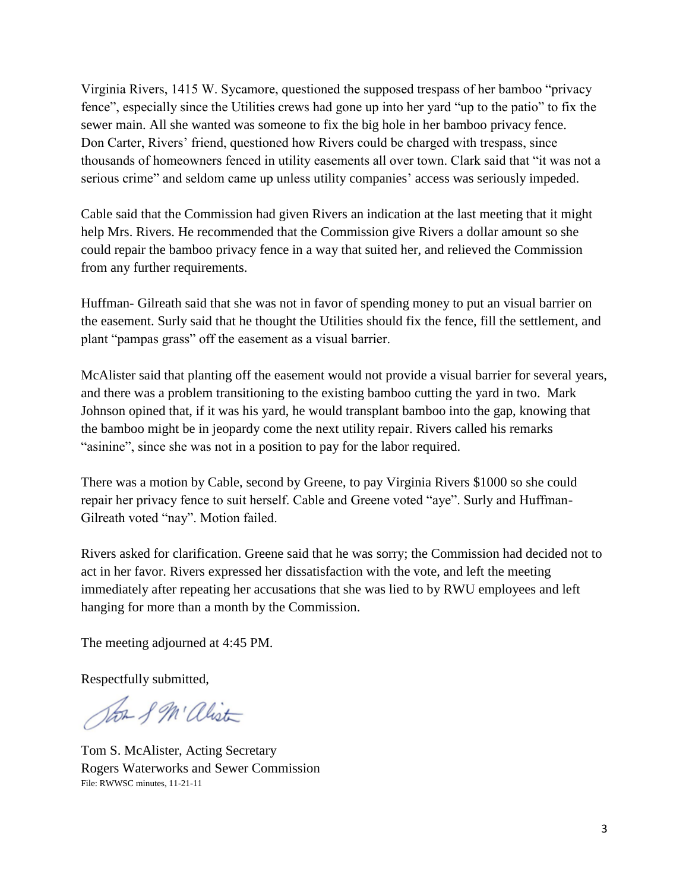Virginia Rivers, 1415 W. Sycamore, questioned the supposed trespass of her bamboo "privacy fence", especially since the Utilities crews had gone up into her yard "up to the patio" to fix the sewer main. All she wanted was someone to fix the big hole in her bamboo privacy fence. Don Carter, Rivers' friend, questioned how Rivers could be charged with trespass, since thousands of homeowners fenced in utility easements all over town. Clark said that "it was not a serious crime" and seldom came up unless utility companies' access was seriously impeded.

Cable said that the Commission had given Rivers an indication at the last meeting that it might help Mrs. Rivers. He recommended that the Commission give Rivers a dollar amount so she could repair the bamboo privacy fence in a way that suited her, and relieved the Commission from any further requirements.

Huffman- Gilreath said that she was not in favor of spending money to put an visual barrier on the easement. Surly said that he thought the Utilities should fix the fence, fill the settlement, and plant "pampas grass" off the easement as a visual barrier.

McAlister said that planting off the easement would not provide a visual barrier for several years, and there was a problem transitioning to the existing bamboo cutting the yard in two. Mark Johnson opined that, if it was his yard, he would transplant bamboo into the gap, knowing that the bamboo might be in jeopardy come the next utility repair. Rivers called his remarks "asinine", since she was not in a position to pay for the labor required.

There was a motion by Cable, second by Greene, to pay Virginia Rivers $1000 so she could repair her privacy fence to suit herself. Cable and Greene voted "aye". Surly and Huffman-Gilreath voted "nay". Motion failed.

Rivers asked for clarification. Greene said that he was sorry; the Commission had decided not to act in her favor. Rivers expressed her dissatisfaction with the vote, and left the meeting immediately after repeating her accusations that she was lied to by RWU employees and left hanging for more than a month by the Commission.

The meeting adjourned at 4:45 PM.

Respectfully submitted,

Tom S. McAlister

Tom S. McAlister, Acting Secretary
Rogers Waterworks and Sewer Commission
File: RWWSC minutes, 11-21-11